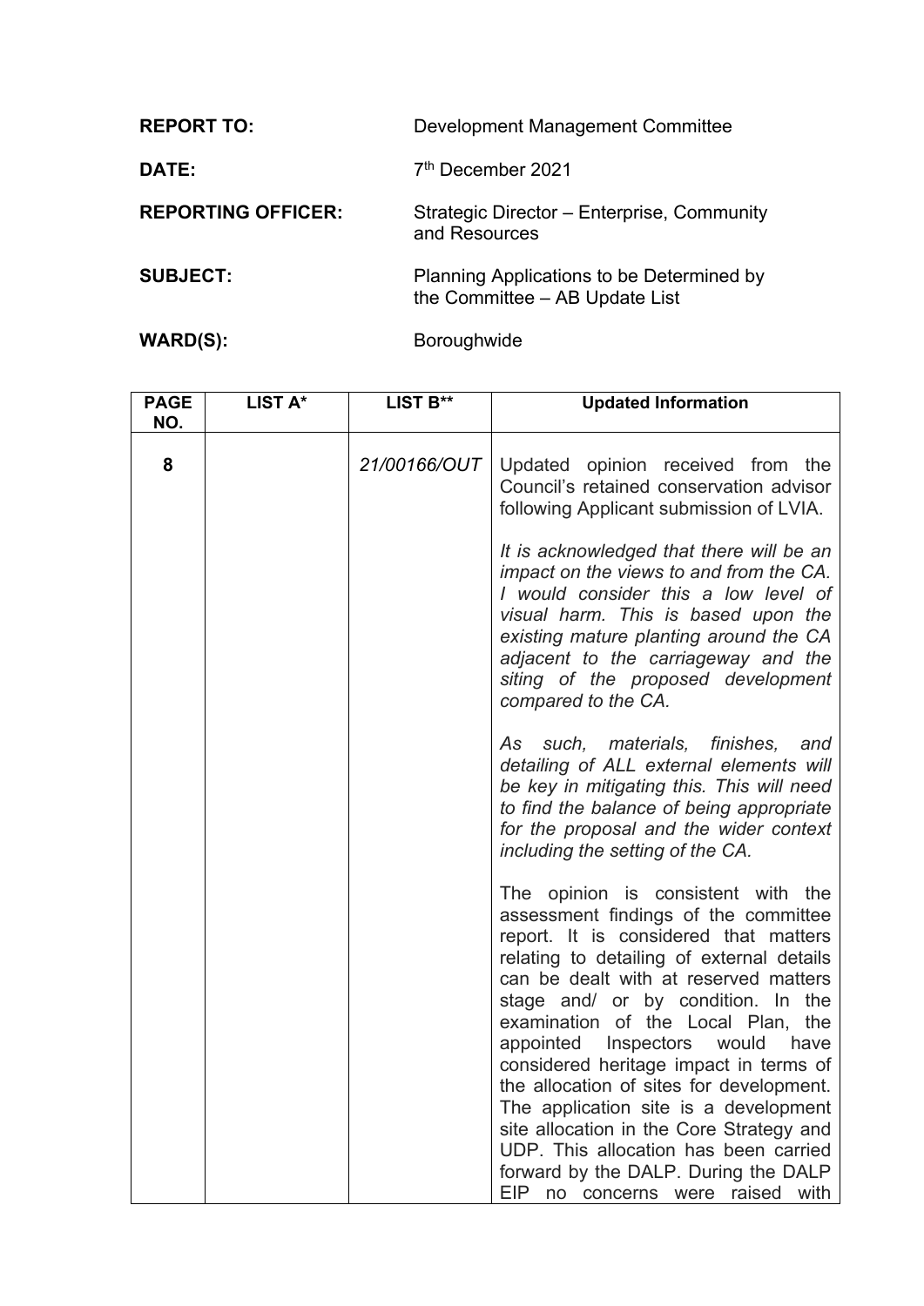| | |
|---|---|
| **REPORT TO:** | Development Management Committee |
| **DATE:** | 7th December 2021 |
| **REPORTING OFFICER:** | Strategic Director – Enterprise, Community and Resources |
| **SUBJECT:** | Planning Applications to be Determined by the Committee – AB Update List |
| **WARD(S):** | Boroughwide |

| PAGE NO. | LIST A* | LIST B** | Updated Information |
|---|---|---|---|
| 8 | | *21/00166/OUT* | Updated opinion received from the Council's retained conservation advisor following Applicant submission of LVIA.<br><br>*It is acknowledged that there will be an impact on the views to and from the CA. I would consider this a low level of visual harm. This is based upon the existing mature planting around the CA adjacent to the carriageway and the siting of the proposed development compared to the CA.*<br><br>*As such, materials, finishes, and detailing of ALL external elements will be key in mitigating this. This will need to find the balance of being appropriate for the proposal and the wider context including the setting of the CA.*<br><br>The opinion is consistent with the assessment findings of the committee report. It is considered that matters relating to detailing of external details can be dealt with at reserved matters stage and/ or by condition. In the examination of the Local Plan, the appointed Inspectors would have considered heritage impact in terms of the allocation of sites for development. The application site is a development site allocation in the Core Strategy and UDP. This allocation has been carried forward by the DALP. During the DALP EIP no concerns were raised with |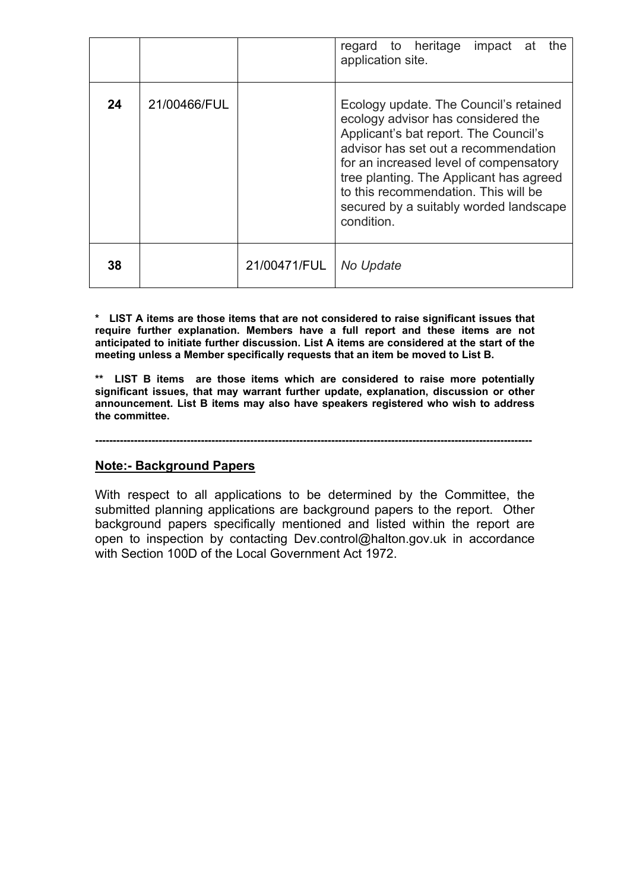| | | | |
|---|---|---|---|
| | | | regard to heritage impact at the application site. |
| **24** | 21/00466/FUL | | Ecology update. The Council's retained ecology advisor has considered the Applicant's bat report. The Council's advisor has set out a recommendation for an increased level of compensatory tree planting. The Applicant has agreed to this recommendation. This will be secured by a suitably worded landscape condition. |
| **38** | | 21/00471/FUL | *No Update* |

**\* LIST A items are those items that are not considered to raise significant issues that require further explanation. Members have a full report and these items are not anticipated to initiate further discussion. List A items are considered at the start of the meeting unless a Member specifically requests that an item be moved to List B.**

**\*\* LIST B items are those items which are considered to raise more potentially significant issues, that may warrant further update, explanation, discussion or other announcement. List B items may also have speakers registered who wish to address the committee.**

---

**<u>Note:- Background Papers</u>**

With respect to all applications to be determined by the Committee, the submitted planning applications are background papers to the report. Other background papers specifically mentioned and listed within the report are open to inspection by contacting Dev.control@halton.gov.uk in accordance with Section 100D of the Local Government Act 1972.